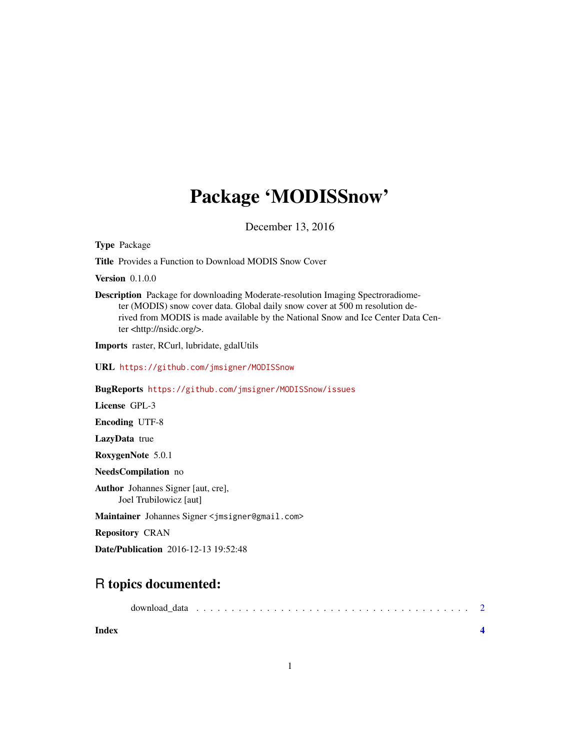# Package ‘MODISSnow’

December 13, 2016

**Type** Package

**Title** Provides a Function to Download MODIS Snow Cover

**Version** 0.1.0.0

**Description** Package for downloading Moderate-resolution Imaging Spectroradiometer (MODIS) snow cover data. Global daily snow cover at 500 m resolution derived from MODIS is made available by the National Snow and Ice Center Data Center <http://nsidc.org/>.

**Imports** raster, RCurl, lubridate, gdalUtils

**URL** https://github.com/jmsigner/MODISSnow

**BugReports** https://github.com/jmsigner/MODISSnow/issues

**License** GPL-3

**Encoding** UTF-8

**LazyData** true

**RoxygenNote** 5.0.1

**NeedsCompilation** no

**Author** Johannes Signer [aut, cre],
Joel Trubilowicz [aut]

**Maintainer** Johannes Signer <jmsigner@gmail.com>

**Repository** CRAN

**Date/Publication** 2016-12-13 19:52:48

## R topics documented:

download_data . . . . . . . . . . . . . . . . . . . . . . . . . . . . . . . . . . . . . . 2

**Index** **4**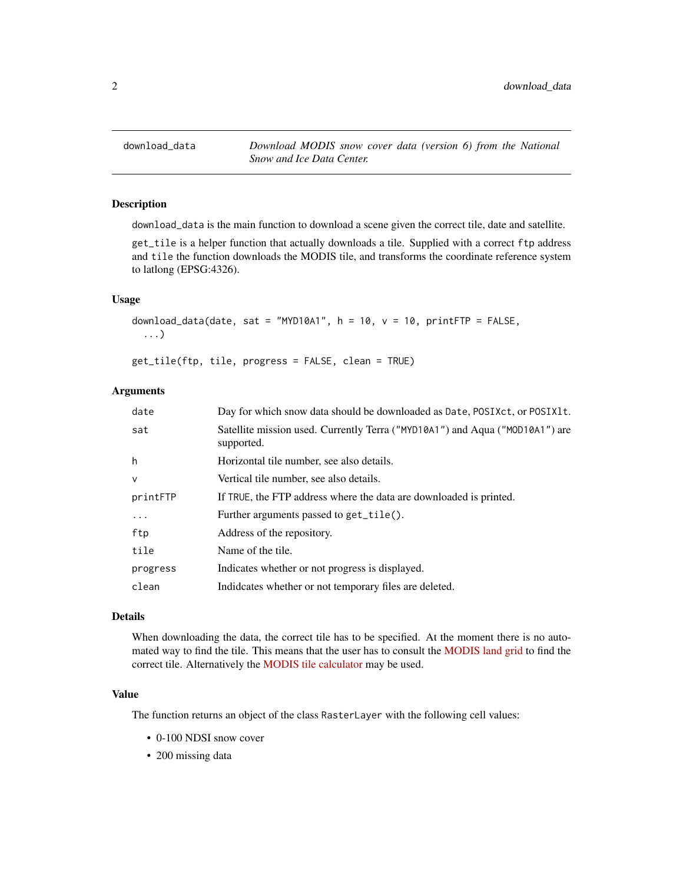## download_data

*Download MODIS snow cover data (version 6) from the National Snow and Ice Data Center.*

### Description

`download_data` is the main function to download a scene given the correct tile, date and satellite.

`get_tile` is a helper function that actually downloads a tile. Supplied with a correct `ftp` address and `tile` the function downloads the MODIS tile, and transforms the coordinate reference system to latlong (EPSG:4326).

### Usage

```
download_data(date, sat = "MYD10A1", h = 10, v = 10, printFTP = FALSE,
  ...)

get_tile(ftp, tile, progress = FALSE, clean = TRUE)
```

### Arguments

| | |
|---|---|
| `date` | Day for which snow data should be downloaded as `Date`, `POSIXct`, or `POSIXlt`. |
| `sat` | Satellite mission used. Currently Terra (`"MYD10A1"`) and Aqua (`"MOD10A1"`) are supported. |
| `h` | Horizontal tile number, see also details. |
| `v` | Vertical tile number, see also details. |
| `printFTP` | If `TRUE`, the FTP address where the data are downloaded is printed. |
| `...` | Further arguments passed to `get_tile()`. |
| `ftp` | Address of the repository. |
| `tile` | Name of the tile. |
| `progress` | Indicates whether or not progress is displayed. |
| `clean` | Indidcates whether or not temporary files are deleted. |

### Details

When downloading the data, the correct tile has to be specified. At the moment there is no automated way to find the tile. This means that the user has to consult the MODIS land grid to find the correct tile. Alternatively the MODIS tile calculator may be used.

### Value

The function returns an object of the class `RasterLayer` with the following cell values:

- 0-100 NDSI snow cover
- 200 missing data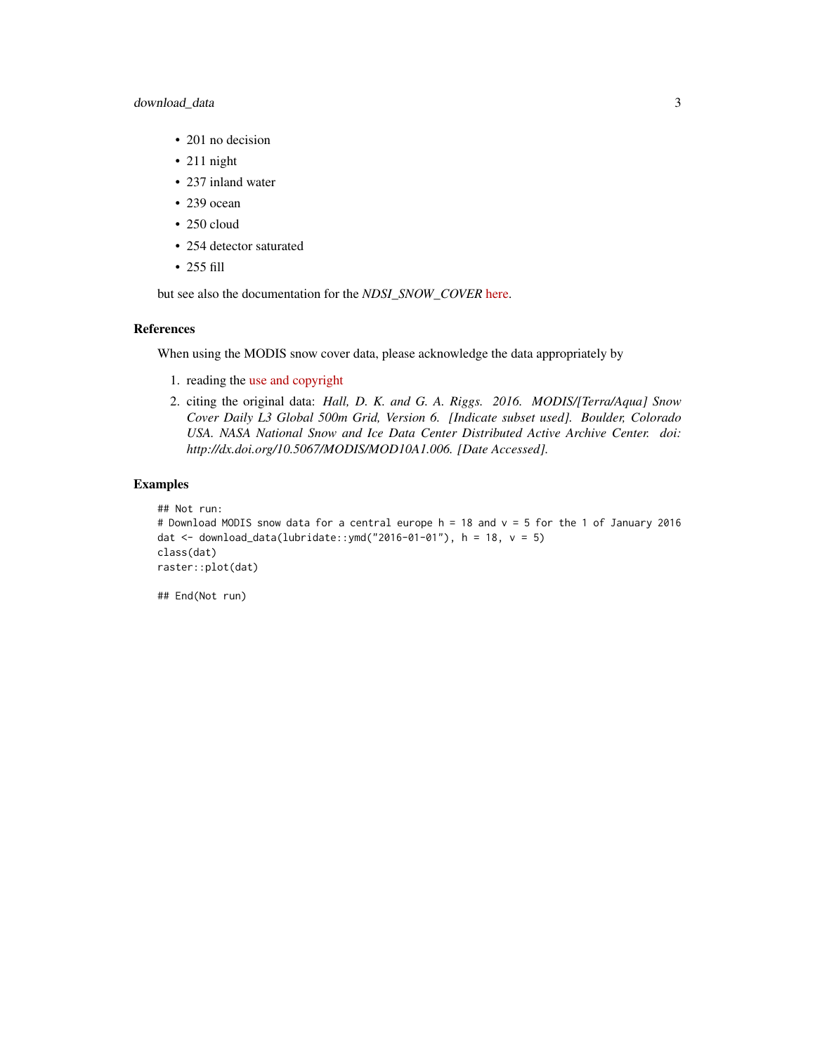- 201 no decision
- 211 night
- 237 inland water
- 239 ocean
- 250 cloud
- 254 detector saturated
- 255 fill

but see also the documentation for the *NDSI_SNOW_COVER* here.

## References

When using the MODIS snow cover data, please acknowledge the data appropriately by

1. reading the use and copyright
2. citing the original data: *Hall, D. K. and G. A. Riggs. 2016. MODIS/[Terra/Aqua] Snow Cover Daily L3 Global 500m Grid, Version 6. [Indicate subset used]. Boulder, Colorado USA. NASA National Snow and Ice Data Center Distributed Active Archive Center. doi: http://dx.doi.org/10.5067/MODIS/MOD10A1.006. [Date Accessed].*

## Examples

```
## Not run:
# Download MODIS snow data for a central europe h = 18 and v = 5 for the 1 of January 2016
dat <- download_data(lubridate::ymd("2016-01-01"), h = 18, v = 5)
class(dat)
raster::plot(dat)

## End(Not run)
```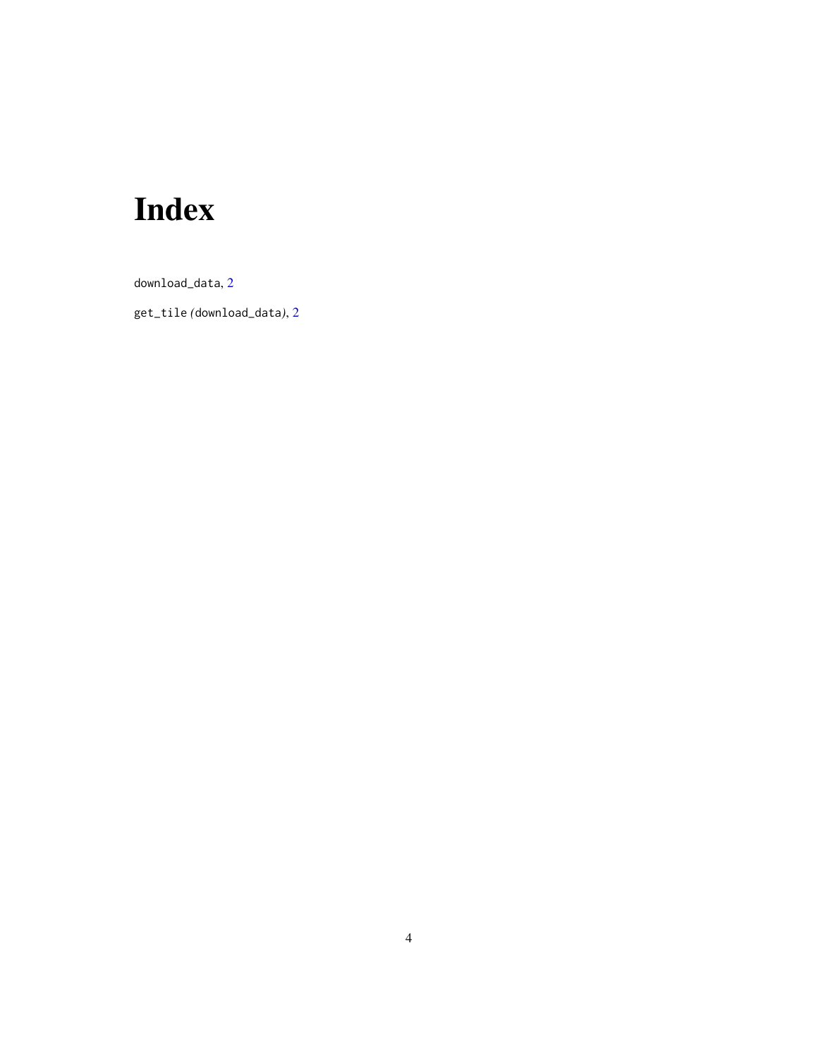# Index

download_data, 2

get_tile *(*download_data*)*, 2